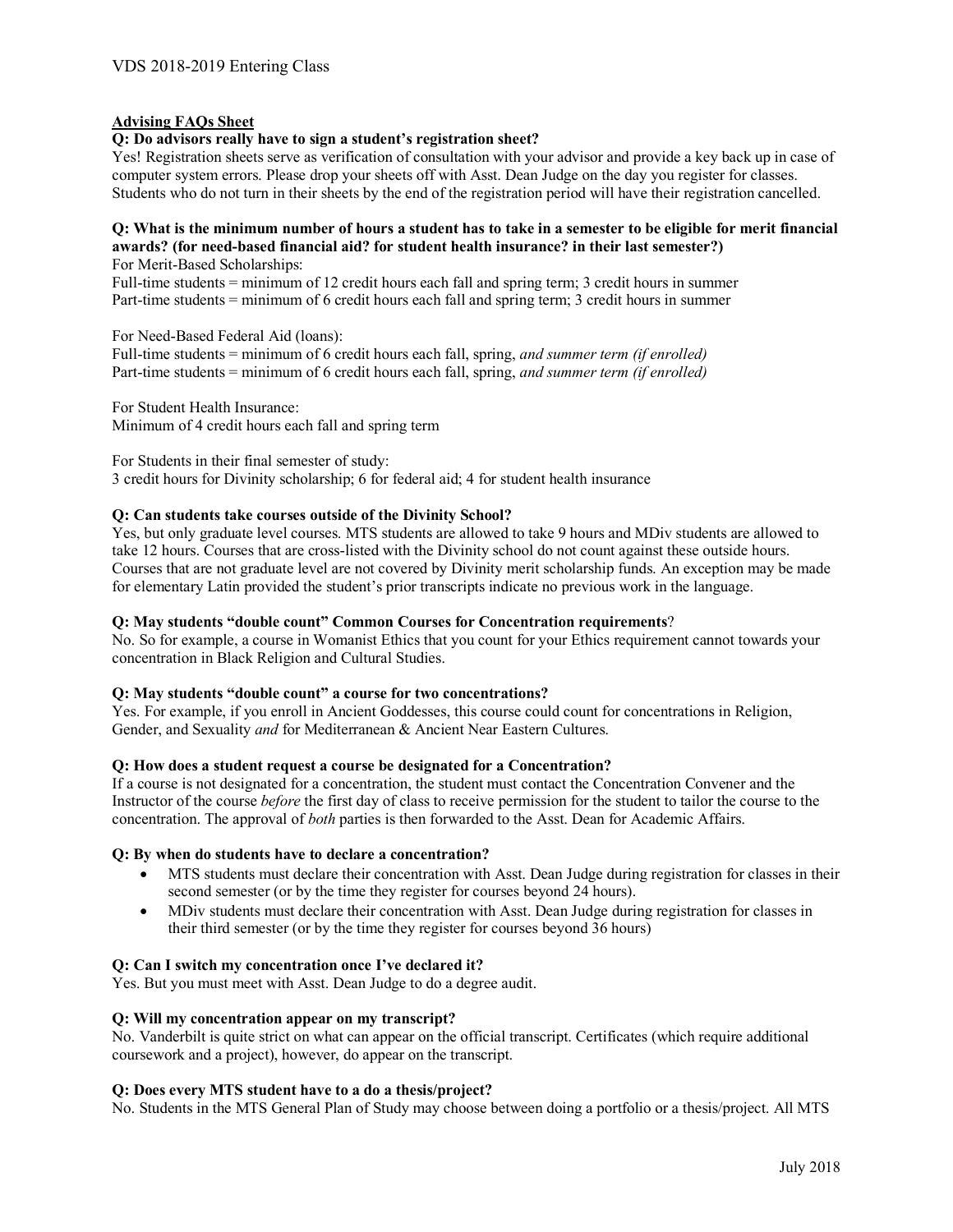VDS 2018-2019 Entering Class

## Advising FAQs Sheet

**Q: Do advisors really have to sign a student's registration sheet?**

Yes! Registration sheets serve as verification of consultation with your advisor and provide a key back up in case of computer system errors. Please drop your sheets off with Asst. Dean Judge on the day you register for classes. Students who do not turn in their sheets by the end of the registration period will have their registration cancelled.

**Q: What is the minimum number of hours a student has to take in a semester to be eligible for merit financial awards? (for need-based financial aid? for student health insurance? in their last semester?)**

For Merit-Based Scholarships:
Full-time students = minimum of 12 credit hours each fall and spring term; 3 credit hours in summer
Part-time students = minimum of 6 credit hours each fall and spring term; 3 credit hours in summer

For Need-Based Federal Aid (loans):
Full-time students = minimum of 6 credit hours each fall, spring, *and summer term (if enrolled)*
Part-time students = minimum of 6 credit hours each fall, spring, *and summer term (if enrolled)*

For Student Health Insurance:
Minimum of 4 credit hours each fall and spring term

For Students in their final semester of study:
3 credit hours for Divinity scholarship; 6 for federal aid; 4 for student health insurance

**Q: Can students take courses outside of the Divinity School?**

Yes, but only graduate level courses. MTS students are allowed to take 9 hours and MDiv students are allowed to take 12 hours. Courses that are cross-listed with the Divinity school do not count against these outside hours. Courses that are not graduate level are not covered by Divinity merit scholarship funds. An exception may be made for elementary Latin provided the student's prior transcripts indicate no previous work in the language.

**Q: May students "double count" Common Courses for Concentration requirements**?

No. So for example, a course in Womanist Ethics that you count for your Ethics requirement cannot towards your concentration in Black Religion and Cultural Studies.

**Q: May students "double count" a course for two concentrations?**

Yes. For example, if you enroll in Ancient Goddesses, this course could count for concentrations in Religion, Gender, and Sexuality *and* for Mediterranean & Ancient Near Eastern Cultures.

**Q: How does a student request a course be designated for a Concentration?**

If a course is not designated for a concentration, the student must contact the Concentration Convener and the Instructor of the course *before* the first day of class to receive permission for the student to tailor the course to the concentration. The approval of *both* parties is then forwarded to the Asst. Dean for Academic Affairs.

**Q: By when do students have to declare a concentration?**

- MTS students must declare their concentration with Asst. Dean Judge during registration for classes in their second semester (or by the time they register for courses beyond 24 hours).
- MDiv students must declare their concentration with Asst. Dean Judge during registration for classes in their third semester (or by the time they register for courses beyond 36 hours)

**Q: Can I switch my concentration once I've declared it?**

Yes. But you must meet with Asst. Dean Judge to do a degree audit.

**Q: Will my concentration appear on my transcript?**

No. Vanderbilt is quite strict on what can appear on the official transcript. Certificates (which require additional coursework and a project), however, do appear on the transcript.

**Q: Does every MTS student have to a do a thesis/project?**

No. Students in the MTS General Plan of Study may choose between doing a portfolio or a thesis/project. All MTS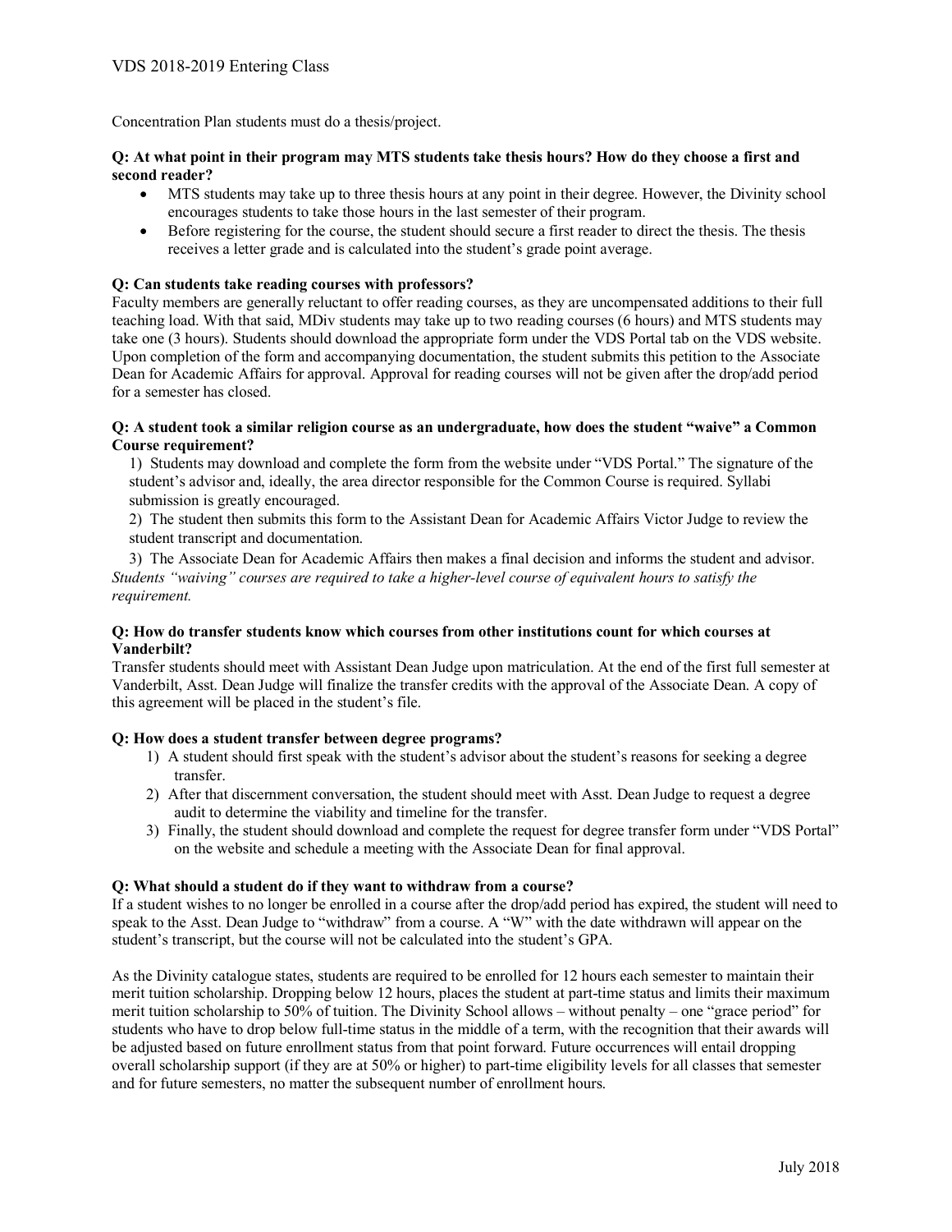Concentration Plan students must do a thesis/project.

**Q: At what point in their program may MTS students take thesis hours? How do they choose a first and second reader?**

- MTS students may take up to three thesis hours at any point in their degree. However, the Divinity school encourages students to take those hours in the last semester of their program.
- Before registering for the course, the student should secure a first reader to direct the thesis. The thesis receives a letter grade and is calculated into the student's grade point average.

**Q: Can students take reading courses with professors?**

Faculty members are generally reluctant to offer reading courses, as they are uncompensated additions to their full teaching load. With that said, MDiv students may take up to two reading courses (6 hours) and MTS students may take one (3 hours). Students should download the appropriate form under the VDS Portal tab on the VDS website. Upon completion of the form and accompanying documentation, the student submits this petition to the Associate Dean for Academic Affairs for approval. Approval for reading courses will not be given after the drop/add period for a semester has closed.

**Q: A student took a similar religion course as an undergraduate, how does the student "waive" a Common Course requirement?**

1) Students may download and complete the form from the website under "VDS Portal." The signature of the student's advisor and, ideally, the area director responsible for the Common Course is required. Syllabi submission is greatly encouraged.

2) The student then submits this form to the Assistant Dean for Academic Affairs Victor Judge to review the student transcript and documentation.

3) The Associate Dean for Academic Affairs then makes a final decision and informs the student and advisor.

*Students "waiving" courses are required to take a higher-level course of equivalent hours to satisfy the requirement.*

**Q: How do transfer students know which courses from other institutions count for which courses at Vanderbilt?**

Transfer students should meet with Assistant Dean Judge upon matriculation. At the end of the first full semester at Vanderbilt, Asst. Dean Judge will finalize the transfer credits with the approval of the Associate Dean. A copy of this agreement will be placed in the student's file.

**Q: How does a student transfer between degree programs?**

1) A student should first speak with the student's advisor about the student's reasons for seeking a degree transfer.
2) After that discernment conversation, the student should meet with Asst. Dean Judge to request a degree audit to determine the viability and timeline for the transfer.
3) Finally, the student should download and complete the request for degree transfer form under "VDS Portal" on the website and schedule a meeting with the Associate Dean for final approval.

**Q: What should a student do if they want to withdraw from a course?**

If a student wishes to no longer be enrolled in a course after the drop/add period has expired, the student will need to speak to the Asst. Dean Judge to "withdraw" from a course. A "W" with the date withdrawn will appear on the student's transcript, but the course will not be calculated into the student's GPA.

As the Divinity catalogue states, students are required to be enrolled for 12 hours each semester to maintain their merit tuition scholarship. Dropping below 12 hours, places the student at part-time status and limits their maximum merit tuition scholarship to 50% of tuition. The Divinity School allows – without penalty – one "grace period" for students who have to drop below full-time status in the middle of a term, with the recognition that their awards will be adjusted based on future enrollment status from that point forward. Future occurrences will entail dropping overall scholarship support (if they are at 50% or higher) to part-time eligibility levels for all classes that semester and for future semesters, no matter the subsequent number of enrollment hours.